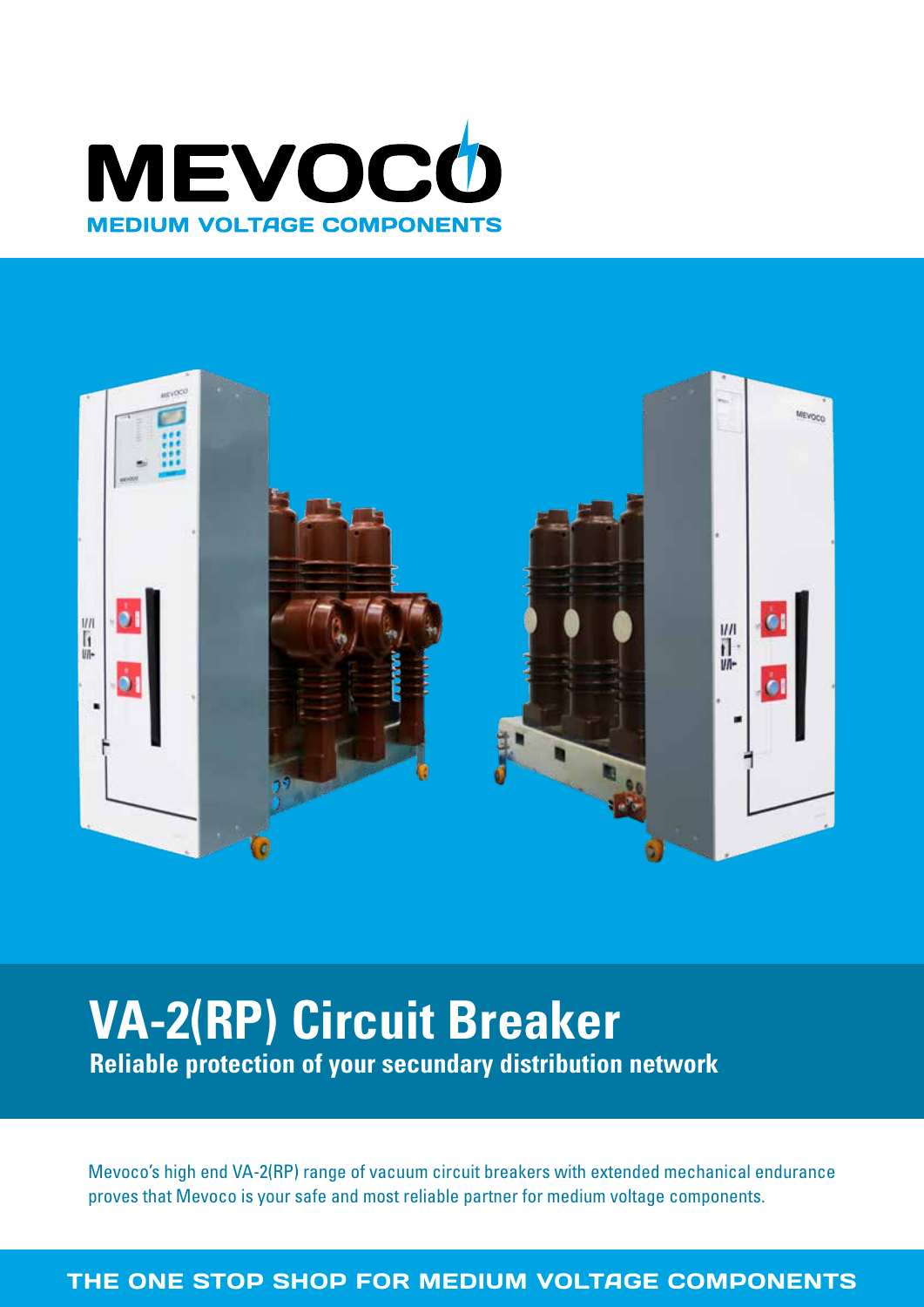# MEVOCO

**MEDIUM VOLTAGE COMPONENTS**

## VA-2(RP) Circuit Breaker

**Reliable protection of your secundary distribution network**

Mevoco's high end VA-2(RP) range of vacuum circuit breakers with extended mechanical endurance proves that Mevoco is your safe and most reliable partner for medium voltage components.

**THE ONE STOP SHOP FOR MEDIUM VOLTAGE COMPONENTS**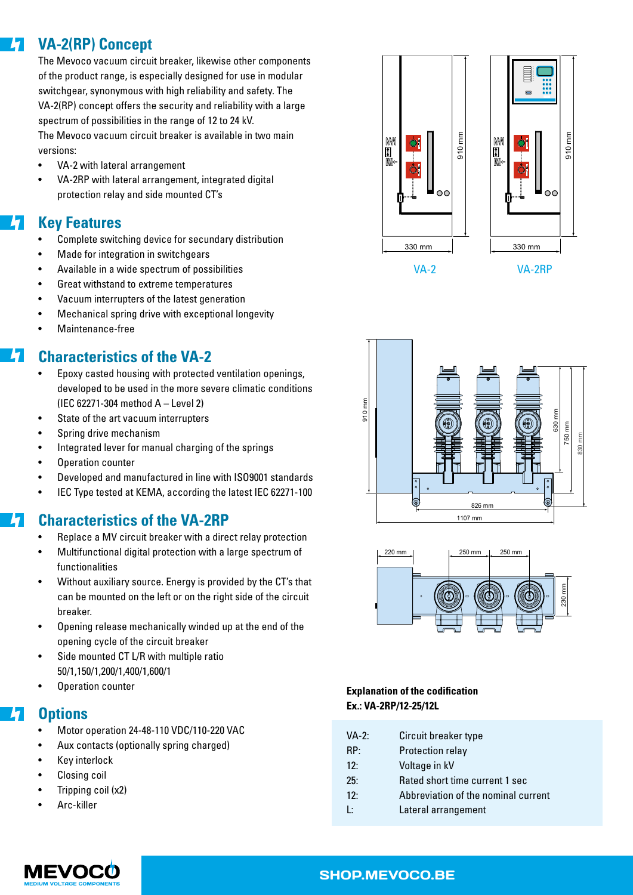## VA-2(RP) Concept

The Mevoco vacuum circuit breaker, likewise other components of the product range, is especially designed for use in modular switchgear, synonymous with high reliability and safety. The VA-2(RP) concept offers the security and reliability with a large spectrum of possibilities in the range of 12 to 24 kV.
The Mevoco vacuum circuit breaker is available in two main versions:

- VA-2 with lateral arrangement
- VA-2RP with lateral arrangement, integrated digital protection relay and side mounted CT's

## Key Features

- Complete switching device for secundary distribution
- Made for integration in switchgears
- Available in a wide spectrum of possibilities
- Great withstand to extreme temperatures
- Vacuum interrupters of the latest generation
- Mechanical spring drive with exceptional longevity
- Maintenance-free

## Characteristics of the VA-2

- Epoxy casted housing with protected ventilation openings, developed to be used in the more severe climatic conditions (IEC 62271-304 method A – Level 2)
- State of the art vacuum interrupters
- Spring drive mechanism
- Integrated lever for manual charging of the springs
- Operation counter
- Developed and manufactured in line with ISO9001 standards
- IEC Type tested at KEMA, according the latest IEC 62271-100

## Characteristics of the VA-2RP

- Replace a MV circuit breaker with a direct relay protection
- Multifunctional digital protection with a large spectrum of functionalities
- Without auxiliary source. Energy is provided by the CT's that can be mounted on the left or on the right side of the circuit breaker.
- Opening release mechanically winded up at the end of the opening cycle of the circuit breaker
- Side mounted CT L/R with multiple ratio 50/1,150/1,200/1,400/1,600/1
- Operation counter

## Options

- Motor operation 24-48-110 VDC/110-220 VAC
- Aux contacts (optionally spring charged)
- Key interlock
- Closing coil
- Tripping coil (x2)
- Arc-killer

910 mm · 330 mm · VA-2 · 910 mm · 330 mm · VA-2RP

910 mm · 630 mm · 750 mm · 830 mm · 826 mm · 1107 mm

220 mm · 250 mm · 250 mm · 230 mm

**Explanation of the codification**
**Ex.: VA-2RP/12-25/12L**

| | |
|---|---|
| VA-2: | Circuit breaker type |
| RP: | Protection relay |
| 12: | Voltage in kV |
| 25: | Rated short time current 1 sec |
| 12: | Abbreviation of the nominal current |
| L: | Lateral arrangement |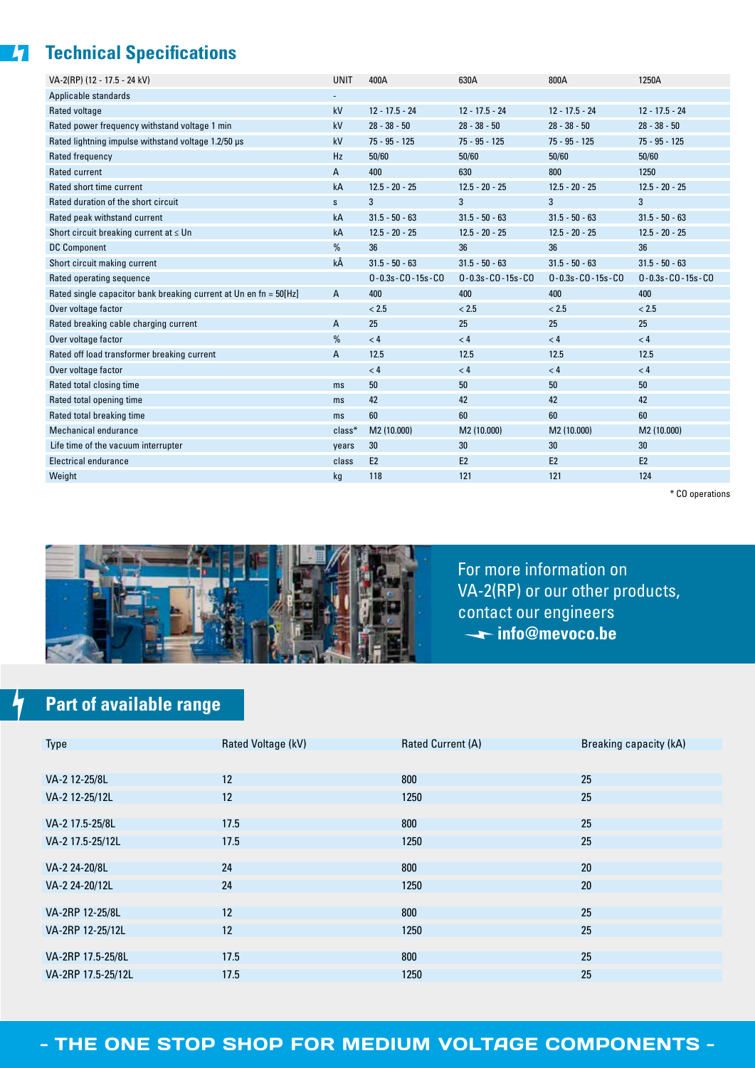## Technical Specifications

| VA-2(RP) (12 - 17.5 - 24 kV) | UNIT | 400A | 630A | 800A | 1250A |
|---|---|---|---|---|---|
| Applicable standards | - | | | | |
| Rated voltage | kV | 12 - 17.5 - 24 | 12 - 17.5 - 24 | 12 - 17.5 - 24 | 12 - 17.5 - 24 |
| Rated power frequency withstand voltage 1 min | kV | 28 - 38 - 50 | 28 - 38 - 50 | 28 - 38 - 50 | 28 - 38 - 50 |
| Rated lightning impulse withstand voltage 1.2/50 µs | kV | 75 - 95 - 125 | 75 - 95 - 125 | 75 - 95 - 125 | 75 - 95 - 125 |
| Rated frequency | Hz | 50/60 | 50/60 | 50/60 | 50/60 |
| Rated current | A | 400 | 630 | 800 | 1250 |
| Rated short time current | kA | 12.5 - 20 - 25 | 12.5 - 20 - 25 | 12.5 - 20 - 25 | 12.5 - 20 - 25 |
| Rated duration of the short circuit | s | 3 | 3 | 3 | 3 |
| Rated peak withstand current | kA | 31.5 - 50 - 63 | 31.5 - 50 - 63 | 31.5 - 50 - 63 | 31.5 - 50 - 63 |
| Short circuit breaking current at ≤ Un | kA | 12.5 - 20 - 25 | 12.5 - 20 - 25 | 12.5 - 20 - 25 | 12.5 - 20 - 25 |
| DC Component | % | 36 | 36 | 36 | 36 |
| Short circuit making current | kÂ | 31.5 - 50 - 63 | 31.5 - 50 - 63 | 31.5 - 50 - 63 | 31.5 - 50 - 63 |
| Rated operating sequence | | O-0.3s-CO-15s-CO | O-0.3s-CO-15s-CO | O-0.3s-CO-15s-CO | O-0.3s-CO-15s-CO |
| Rated single capacitor bank breaking current at Un en fn = 50[Hz] | A | 400 | 400 | 400 | 400 |
| Over voltage factor | | < 2.5 | < 2.5 | < 2.5 | < 2.5 |
| Rated breaking cable charging current | A | 25 | 25 | 25 | 25 |
| Over voltage factor | % | < 4 | < 4 | < 4 | < 4 |
| Rated off load transformer breaking current | A | 12.5 | 12.5 | 12.5 | 12.5 |
| Over voltage factor | | < 4 | < 4 | < 4 | < 4 |
| Rated total closing time | ms | 50 | 50 | 50 | 50 |
| Rated total opening time | ms | 42 | 42 | 42 | 42 |
| Rated total breaking time | ms | 60 | 60 | 60 | 60 |
| Mechanical endurance | class* | M2 (10.000) | M2 (10.000) | M2 (10.000) | M2 (10.000) |
| Life time of the vacuum interrupter | years | 30 | 30 | 30 | 30 |
| Electrical endurance | class | E2 | E2 | E2 | E2 |
| Weight | kg | 118 | 121 | 121 | 124 |

\* CO operations

For more information on VA-2(RP) or our other products, contact our engineers **info@mevoco.be**

## Part of available range

| Type | Rated Voltage (kV) | Rated Current (A) | Breaking capacity (kA) |
|---|---|---|---|
| VA-2 12-25/8L | 12 | 800 | 25 |
| VA-2 12-25/12L | 12 | 1250 | 25 |
| VA-2 17.5-25/8L | 17.5 | 800 | 25 |
| VA-2 17.5-25/12L | 17.5 | 1250 | 25 |
| VA-2 24-20/8L | 24 | 800 | 20 |
| VA-2 24-20/12L | 24 | 1250 | 20 |
| VA-2RP 12-25/8L | 12 | 800 | 25 |
| VA-2RP 12-25/12L | 12 | 1250 | 25 |
| VA-2RP 17.5-25/8L | 17.5 | 800 | 25 |
| VA-2RP 17.5-25/12L | 17.5 | 1250 | 25 |

- THE ONE STOP SHOP FOR MEDIUM VOLTAGE COMPONENTS -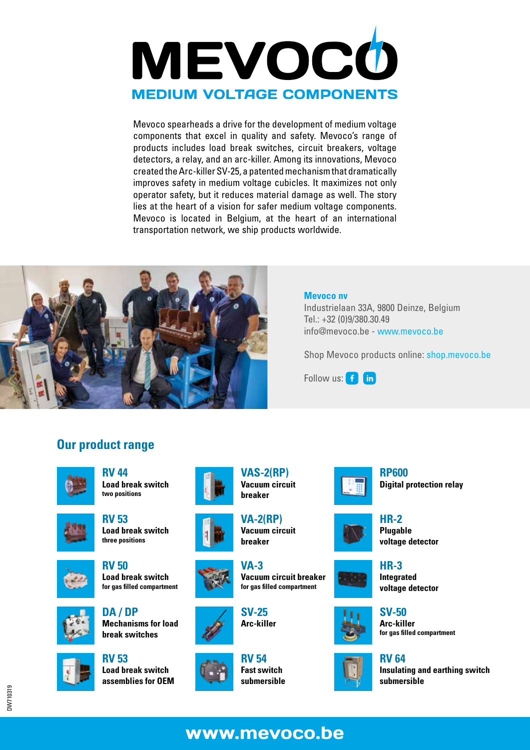# MEVOCO

## MEDIUM VOLTAGE COMPONENTS

Mevoco spearheads a drive for the development of medium voltage components that excel in quality and safety. Mevoco's range of products includes load break switches, circuit breakers, voltage detectors, a relay, and an arc-killer. Among its innovations, Mevoco created the Arc-killer SV-25, a patented mechanism that dramatically improves safety in medium voltage cubicles. It maximizes not only operator safety, but it reduces material damage as well. The story lies at the heart of a vision for safer medium voltage components. Mevoco is located in Belgium, at the heart of an international transportation network, we ship products worldwide.

**Mevoco nv**
Industrielaan 33A, 9800 Deinze, Belgium
Tel.: +32 (0)9/380.30.49
info@mevoco.be - www.mevoco.be

Shop Mevoco products online: shop.mevoco.be

Follow us:

## Our product range

**RV 44**
**Load break switch**
two positions

**RV 53**
**Load break switch**
three positions

**RV 50**
**Load break switch**
for gas filled compartment

**DA / DP**
**Mechanisms for load break switches**

**RV 53**
**Load break switch assemblies for OEM**

**VAS-2(RP)**
**Vacuum circuit breaker**

**VA-2(RP)**
**Vacuum circuit breaker**

**VA-3**
**Vacuum circuit breaker**
for gas filled compartment

**SV-25**
**Arc-killer**

**RV 54**
**Fast switch submersible**

**RP600**
**Digital protection relay**

**HR-2**
**Plugable voltage detector**

**HR-3**
**Integrated voltage detector**

**SV-50**
**Arc-killer**
for gas filled compartment

**RV 64**
**Insulating and earthing switch submersible**

DW710319

**www.mevoco.be**